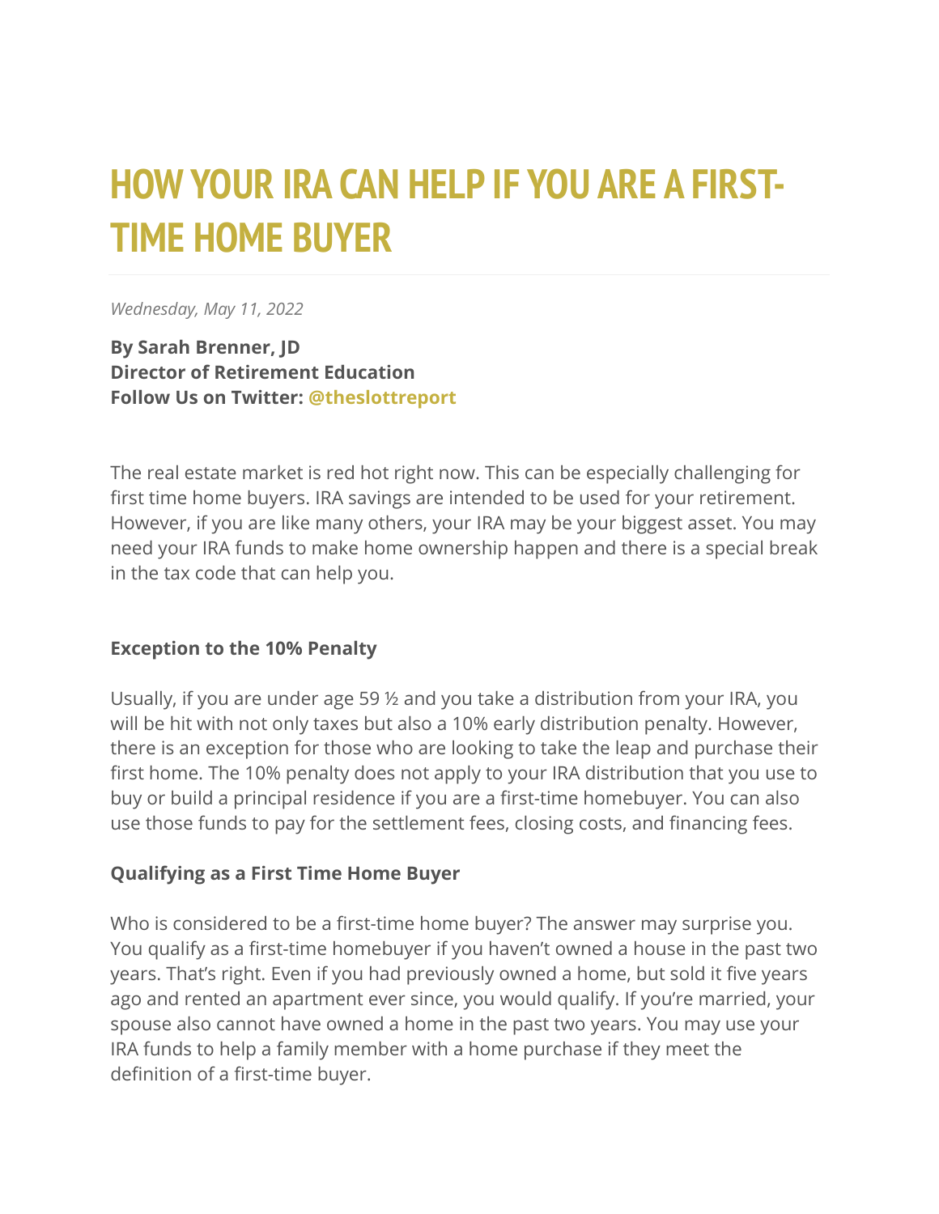# HOW YOUR IRA CAN HELP IF YOU ARE A FIRST-TIME HOME BUYER

*Wednesday, May 11, 2022*

**By Sarah Brenner, JD**
**Director of Retirement Education**
**Follow Us on Twitter: @theslottreport**

The real estate market is red hot right now. This can be especially challenging for first time home buyers. IRA savings are intended to be used for your retirement. However, if you are like many others, your IRA may be your biggest asset. You may need your IRA funds to make home ownership happen and there is a special break in the tax code that can help you.

**Exception to the 10% Penalty**

Usually, if you are under age 59 ½ and you take a distribution from your IRA, you will be hit with not only taxes but also a 10% early distribution penalty. However, there is an exception for those who are looking to take the leap and purchase their first home. The 10% penalty does not apply to your IRA distribution that you use to buy or build a principal residence if you are a first-time homebuyer. You can also use those funds to pay for the settlement fees, closing costs, and financing fees.

**Qualifying as a First Time Home Buyer**

Who is considered to be a first-time home buyer? The answer may surprise you. You qualify as a first-time homebuyer if you haven't owned a house in the past two years. That's right. Even if you had previously owned a home, but sold it five years ago and rented an apartment ever since, you would qualify. If you're married, your spouse also cannot have owned a home in the past two years. You may use your IRA funds to help a family member with a home purchase if they meet the definition of a first-time buyer.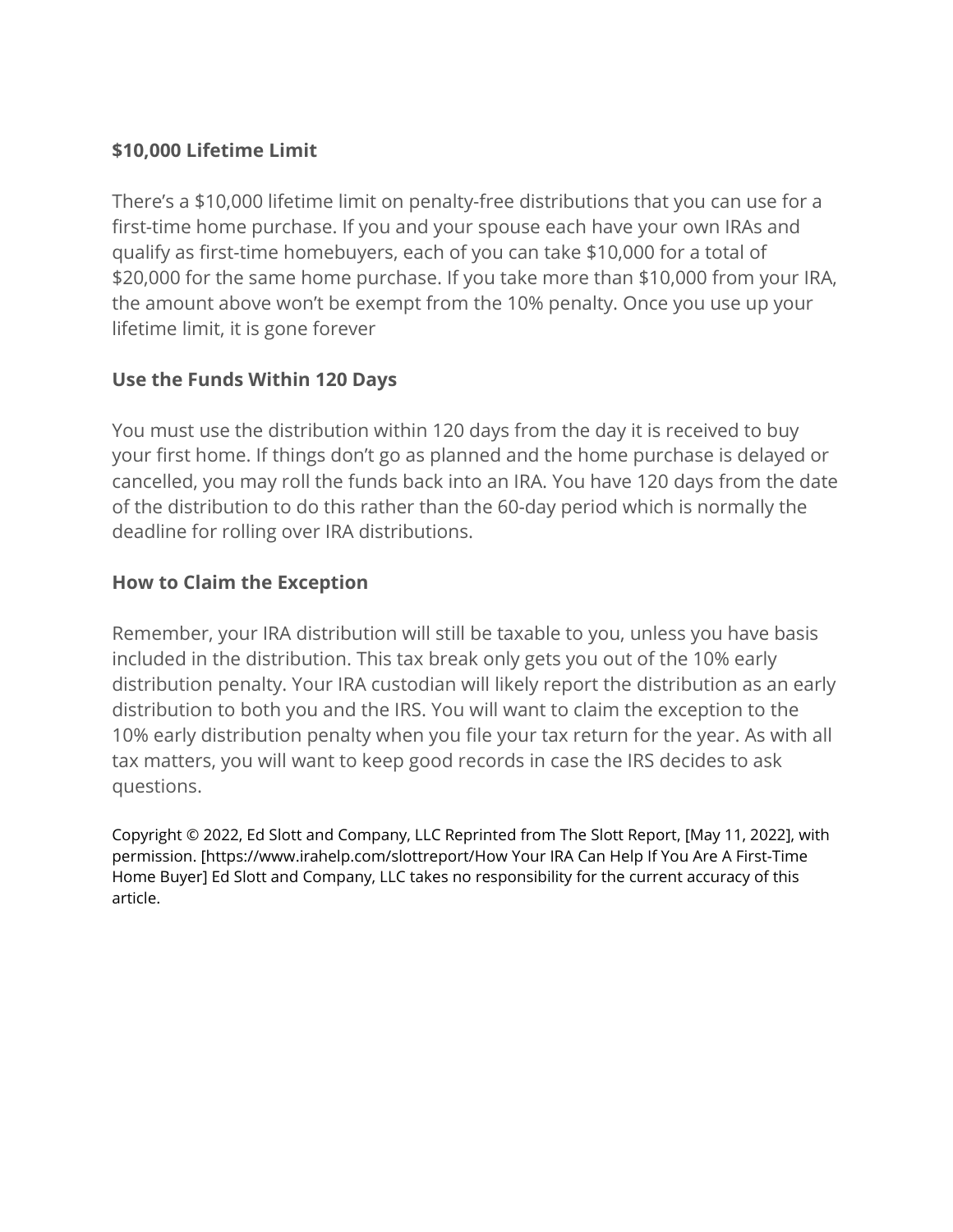**$10,000 Lifetime Limit**

There's a $10,000 lifetime limit on penalty-free distributions that you can use for a first-time home purchase. If you and your spouse each have your own IRAs and qualify as first-time homebuyers, each of you can take $10,000 for a total of $20,000 for the same home purchase. If you take more than $10,000 from your IRA, the amount above won't be exempt from the 10% penalty. Once you use up your lifetime limit, it is gone forever

**Use the Funds Within 120 Days**

You must use the distribution within 120 days from the day it is received to buy your first home. If things don't go as planned and the home purchase is delayed or cancelled, you may roll the funds back into an IRA. You have 120 days from the date of the distribution to do this rather than the 60-day period which is normally the deadline for rolling over IRA distributions.

**How to Claim the Exception**

Remember, your IRA distribution will still be taxable to you, unless you have basis included in the distribution. This tax break only gets you out of the 10% early distribution penalty. Your IRA custodian will likely report the distribution as an early distribution to both you and the IRS. You will want to claim the exception to the 10% early distribution penalty when you file your tax return for the year. As with all tax matters, you will want to keep good records in case the IRS decides to ask questions.

Copyright © 2022, Ed Slott and Company, LLC Reprinted from The Slott Report, [May 11, 2022], with permission. [https://www.irahelp.com/slottreport/How Your IRA Can Help If You Are A First-Time Home Buyer] Ed Slott and Company, LLC takes no responsibility for the current accuracy of this article.